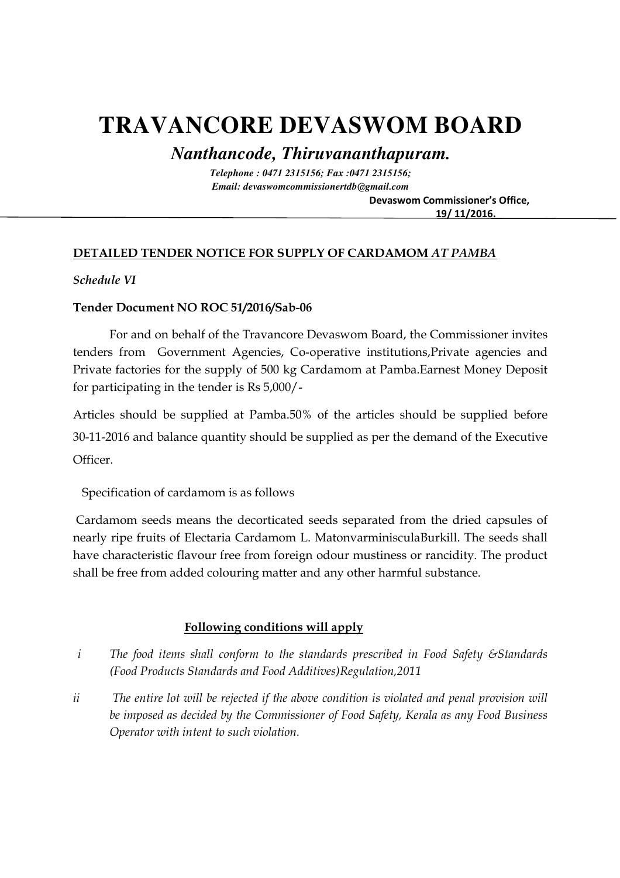# TRAVANCORE DEVASWOM BOARD

***Nanthancode, Thiruvananthapuram.***

*Telephone : 0471 2315156; Fax :0471 2315156;*
*Email: devaswomcommissionertdb@gmail.com*

**Devaswom Commissioner's Office,**
**19/ 11/2016.**

**DETAILED TENDER NOTICE FOR SUPPLY OF CARDAMOM *AT PAMBA***

*Schedule VI*

**Tender Document NO ROC 51/2016/Sab-06**

For and on behalf of the Travancore Devaswom Board, the Commissioner invites tenders from Government Agencies, Co-operative institutions,Private agencies and Private factories for the supply of 500 kg Cardamom at Pamba.Earnest Money Deposit for participating in the tender is Rs 5,000/-

Articles should be supplied at Pamba.50% of the articles should be supplied before 30-11-2016 and balance quantity should be supplied as per the demand of the Executive Officer.

Specification of cardamom is as follows

Cardamom seeds means the decorticated seeds separated from the dried capsules of nearly ripe fruits of Electaria Cardamom L. MatonvarminisculaBurkill. The seeds shall have characteristic flavour free from foreign odour mustiness or rancidity. The product shall be free from added colouring matter and any other harmful substance.

**Following conditions will apply**

i *The food items shall conform to the standards prescribed in Food Safety &Standards (Food Products Standards and Food Additives)Regulation,2011*

ii *The entire lot will be rejected if the above condition is violated and penal provision will be imposed as decided by the Commissioner of Food Safety, Kerala as any Food Business Operator with intent to such violation.*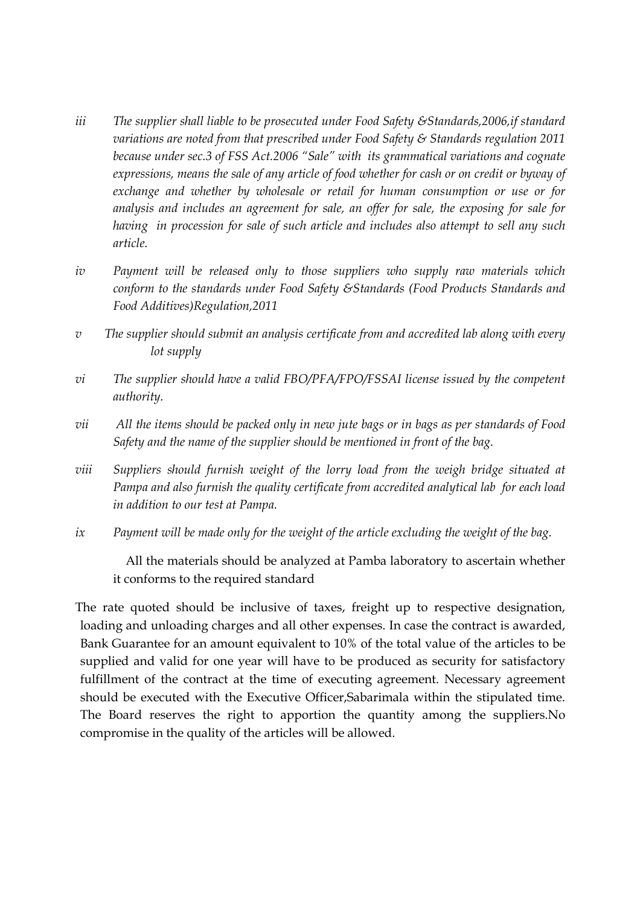*iii The supplier shall liable to be prosecuted under Food Safety &Standards,2006,if standard variations are noted from that prescribed under Food Safety & Standards regulation 2011 because under sec.3 of FSS Act.2006 "Sale" with its grammatical variations and cognate expressions, means the sale of any article of food whether for cash or on credit or byway of exchange and whether by wholesale or retail for human consumption or use or for analysis and includes an agreement for sale, an offer for sale, the exposing for sale for having in procession for sale of such article and includes also attempt to sell any such article.*

*iv Payment will be released only to those suppliers who supply raw materials which conform to the standards under Food Safety &Standards (Food Products Standards and Food Additives)Regulation,2011*

*v The supplier should submit an analysis certificate from and accredited lab along with every lot supply*

*vi The supplier should have a valid FBO/PFA/FPO/FSSAI license issued by the competent authority.*

*vii All the items should be packed only in new jute bags or in bags as per standards of Food Safety and the name of the supplier should be mentioned in front of the bag.*

*viii Suppliers should furnish weight of the lorry load from the weigh bridge situated at Pampa and also furnish the quality certificate from accredited analytical lab for each load in addition to our test at Pampa.*

*ix Payment will be made only for the weight of the article excluding the weight of the bag.*

All the materials should be analyzed at Pamba laboratory to ascertain whether it conforms to the required standard

The rate quoted should be inclusive of taxes, freight up to respective designation, loading and unloading charges and all other expenses. In case the contract is awarded, Bank Guarantee for an amount equivalent to 10% of the total value of the articles to be supplied and valid for one year will have to be produced as security for satisfactory fulfillment of the contract at the time of executing agreement. Necessary agreement should be executed with the Executive Officer,Sabarimala within the stipulated time. The Board reserves the right to apportion the quantity among the suppliers.No compromise in the quality of the articles will be allowed.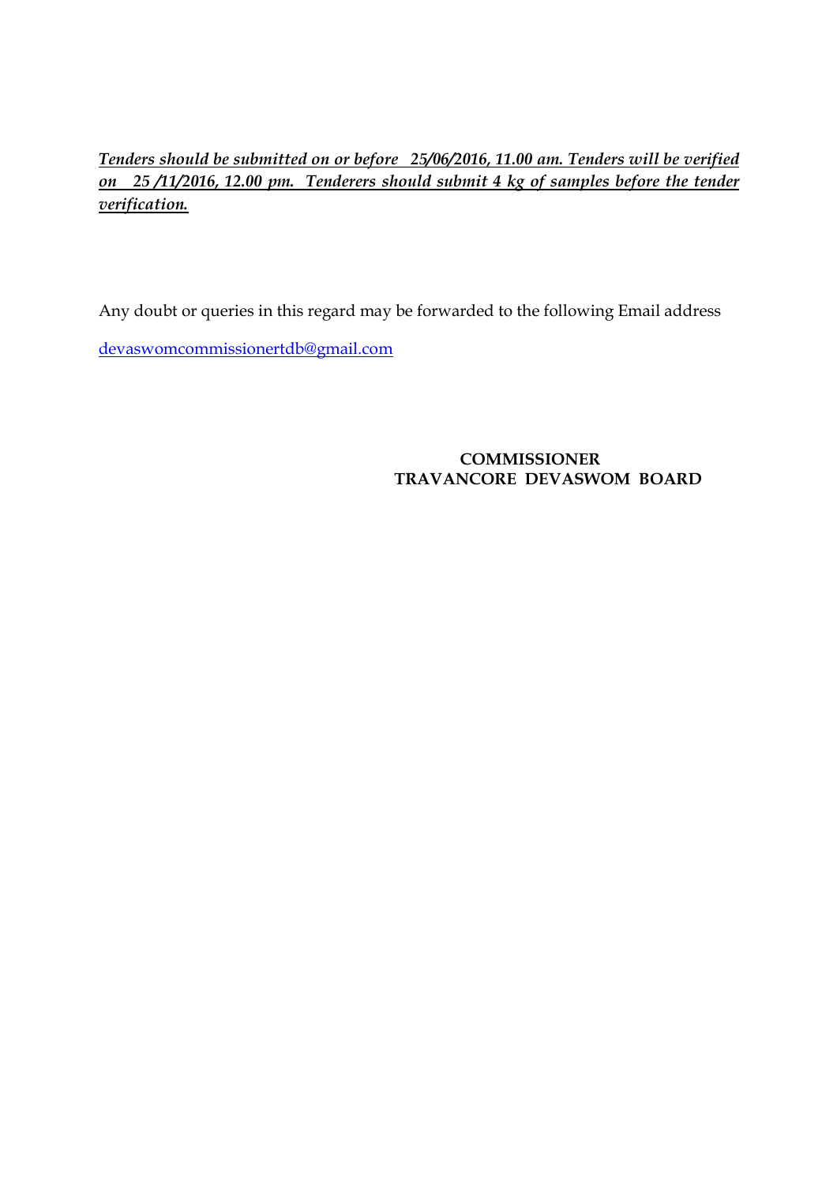***Tenders should be submitted on or before 25/06/2016, 11.00 am. Tenders will be verified on 25 /11/2016, 12.00 pm. Tenderers should submit 4 kg of samples before the tender verification.***

Any doubt or queries in this regard may be forwarded to the following Email address

devaswomcommissionertdb@gmail.com

**COMMISSIONER**
**TRAVANCORE DEVASWOM BOARD**